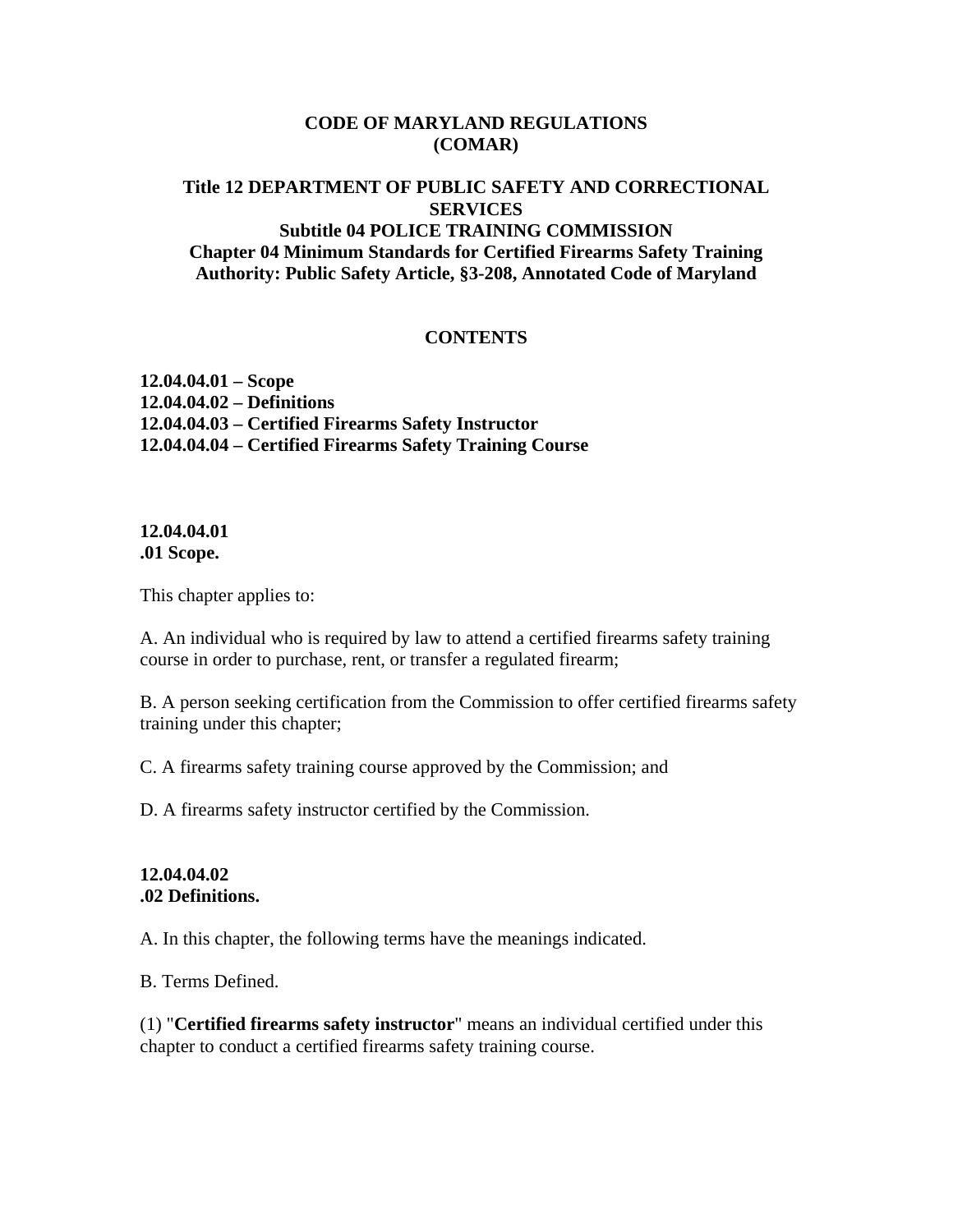# CODE OF MARYLAND REGULATIONS (COMAR)

## Title 12 DEPARTMENT OF PUBLIC SAFETY AND CORRECTIONAL SERVICES
## Subtitle 04 POLICE TRAINING COMMISSION
## Chapter 04 Minimum Standards for Certified Firearms Safety Training
## Authority: Public Safety Article, §3-208, Annotated Code of Maryland

### CONTENTS

**12.04.04.01 – Scope**
**12.04.04.02 – Definitions**
**12.04.04.03 – Certified Firearms Safety Instructor**
**12.04.04.04 – Certified Firearms Safety Training Course**

### 12.04.04.01
### .01 Scope.

This chapter applies to:

A. An individual who is required by law to attend a certified firearms safety training course in order to purchase, rent, or transfer a regulated firearm;

B. A person seeking certification from the Commission to offer certified firearms safety training under this chapter;

C. A firearms safety training course approved by the Commission; and

D. A firearms safety instructor certified by the Commission.

### 12.04.04.02
### .02 Definitions.

A. In this chapter, the following terms have the meanings indicated.

B. Terms Defined.

(1) "**Certified firearms safety instructor**" means an individual certified under this chapter to conduct a certified firearms safety training course.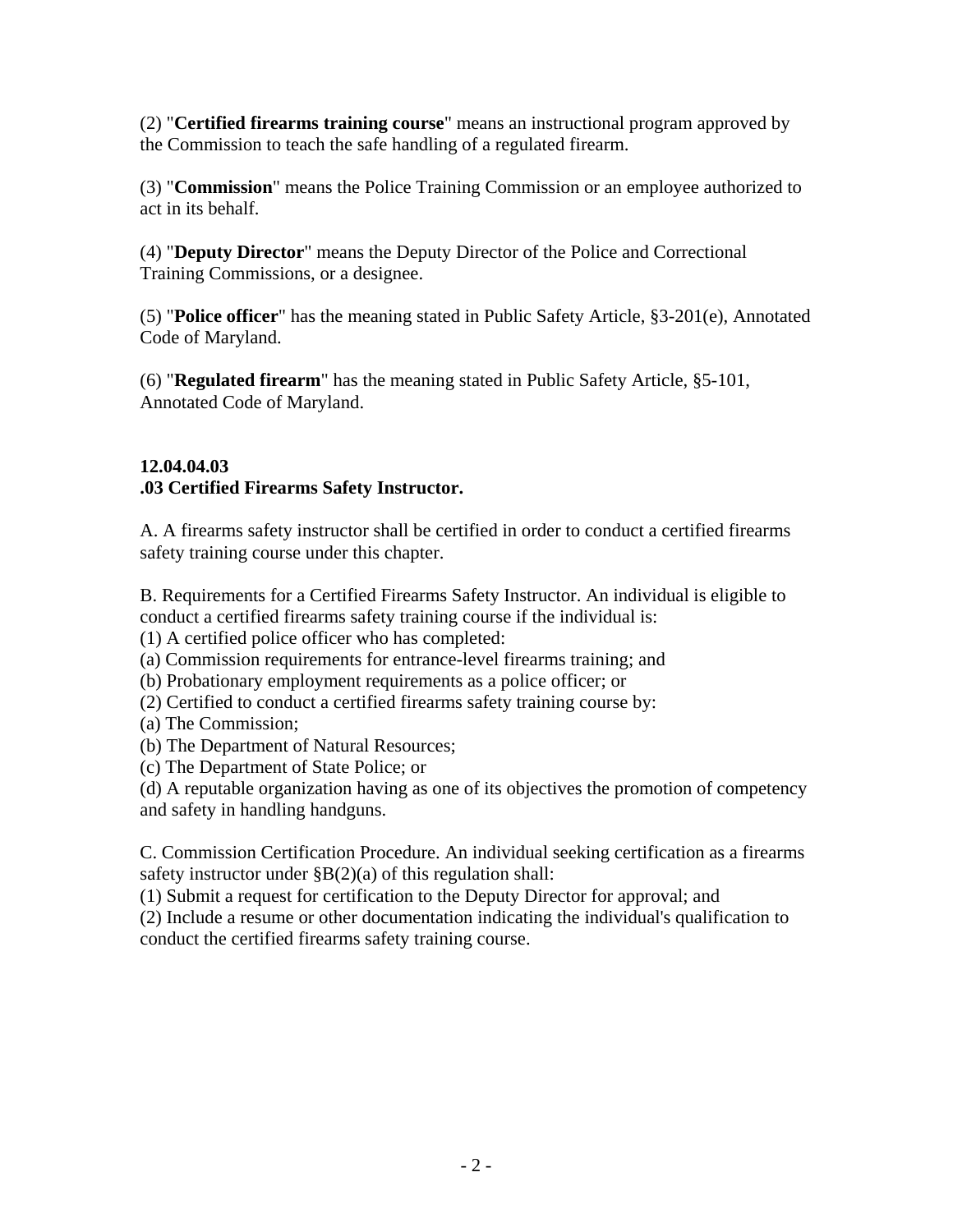(2) "**Certified firearms training course**" means an instructional program approved by the Commission to teach the safe handling of a regulated firearm.

(3) "**Commission**" means the Police Training Commission or an employee authorized to act in its behalf.

(4) "**Deputy Director**" means the Deputy Director of the Police and Correctional Training Commissions, or a designee.

(5) "**Police officer**" has the meaning stated in Public Safety Article, §3-201(e), Annotated Code of Maryland.

(6) "**Regulated firearm**" has the meaning stated in Public Safety Article, §5-101, Annotated Code of Maryland.

**12.04.04.03**
**.03 Certified Firearms Safety Instructor.**

A. A firearms safety instructor shall be certified in order to conduct a certified firearms safety training course under this chapter.

B. Requirements for a Certified Firearms Safety Instructor. An individual is eligible to conduct a certified firearms safety training course if the individual is:
(1) A certified police officer who has completed:
(a) Commission requirements for entrance-level firearms training; and
(b) Probationary employment requirements as a police officer; or
(2) Certified to conduct a certified firearms safety training course by:
(a) The Commission;
(b) The Department of Natural Resources;
(c) The Department of State Police; or
(d) A reputable organization having as one of its objectives the promotion of competency and safety in handling handguns.

C. Commission Certification Procedure. An individual seeking certification as a firearms safety instructor under §B(2)(a) of this regulation shall:
(1) Submit a request for certification to the Deputy Director for approval; and
(2) Include a resume or other documentation indicating the individual's qualification to conduct the certified firearms safety training course.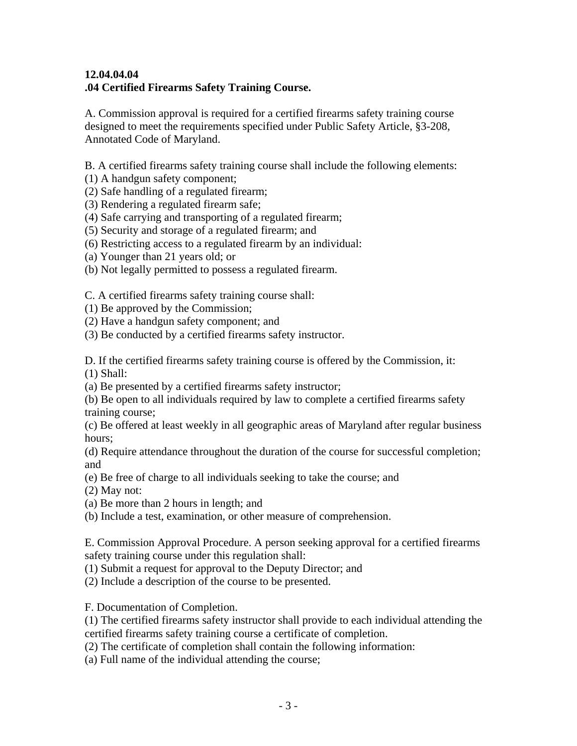**12.04.04.04**
**.04 Certified Firearms Safety Training Course.**

A. Commission approval is required for a certified firearms safety training course designed to meet the requirements specified under Public Safety Article, §3-208, Annotated Code of Maryland.

B. A certified firearms safety training course shall include the following elements:
(1) A handgun safety component;
(2) Safe handling of a regulated firearm;
(3) Rendering a regulated firearm safe;
(4) Safe carrying and transporting of a regulated firearm;
(5) Security and storage of a regulated firearm; and
(6) Restricting access to a regulated firearm by an individual:
(a) Younger than 21 years old; or
(b) Not legally permitted to possess a regulated firearm.

C. A certified firearms safety training course shall:
(1) Be approved by the Commission;
(2) Have a handgun safety component; and
(3) Be conducted by a certified firearms safety instructor.

D. If the certified firearms safety training course is offered by the Commission, it:
(1) Shall:
(a) Be presented by a certified firearms safety instructor;
(b) Be open to all individuals required by law to complete a certified firearms safety training course;
(c) Be offered at least weekly in all geographic areas of Maryland after regular business hours;
(d) Require attendance throughout the duration of the course for successful completion; and
(e) Be free of charge to all individuals seeking to take the course; and
(2) May not:
(a) Be more than 2 hours in length; and
(b) Include a test, examination, or other measure of comprehension.

E. Commission Approval Procedure. A person seeking approval for a certified firearms safety training course under this regulation shall:
(1) Submit a request for approval to the Deputy Director; and
(2) Include a description of the course to be presented.

F. Documentation of Completion.
(1) The certified firearms safety instructor shall provide to each individual attending the certified firearms safety training course a certificate of completion.
(2) The certificate of completion shall contain the following information:
(a) Full name of the individual attending the course;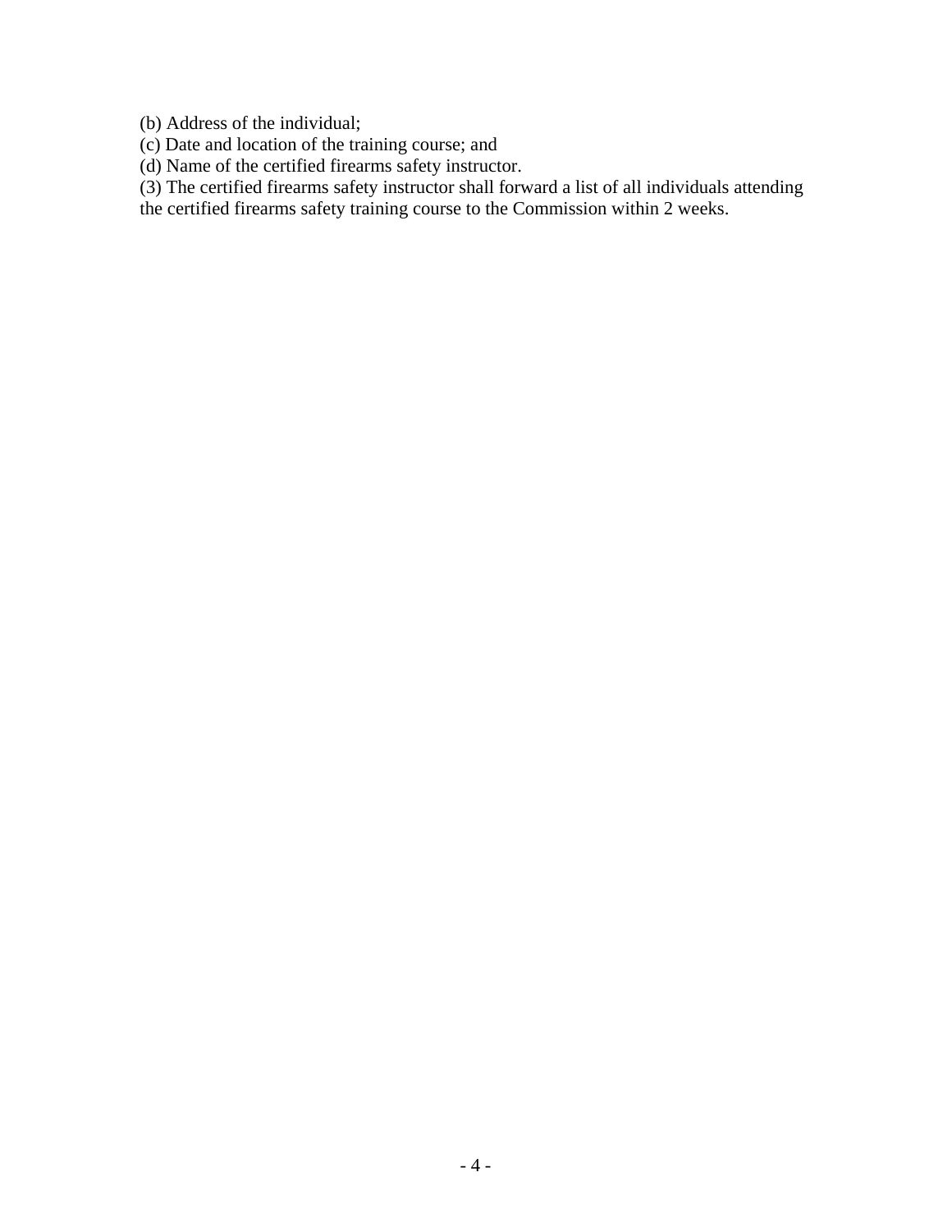(b) Address of the individual;
(c) Date and location of the training course; and
(d) Name of the certified firearms safety instructor.
(3) The certified firearms safety instructor shall forward a list of all individuals attending the certified firearms safety training course to the Commission within 2 weeks.